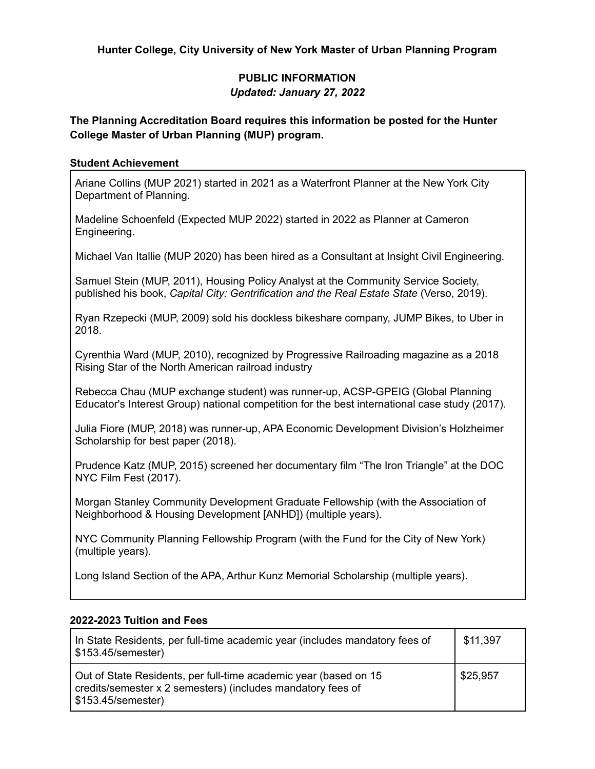**Hunter College, City University of New York Master of Urban Planning Program**

**PUBLIC INFORMATION**

***Updated: January 27, 2022***

**The Planning Accreditation Board requires this information be posted for the Hunter College Master of Urban Planning (MUP) program.**

**Student Achievement**

Ariane Collins (MUP 2021) started in 2021 as a Waterfront Planner at the New York City Department of Planning.

Madeline Schoenfeld (Expected MUP 2022) started in 2022 as Planner at Cameron Engineering.

Michael Van Itallie (MUP 2020) has been hired as a Consultant at Insight Civil Engineering.

Samuel Stein (MUP, 2011), Housing Policy Analyst at the Community Service Society, published his book, *Capital City: Gentrification and the Real Estate State* (Verso, 2019).

Ryan Rzepecki (MUP, 2009) sold his dockless bikeshare company, JUMP Bikes, to Uber in 2018.

Cyrenthia Ward (MUP, 2010), recognized by Progressive Railroading magazine as a 2018 Rising Star of the North American railroad industry

Rebecca Chau (MUP exchange student) was runner-up, ACSP-GPEIG (Global Planning Educator's Interest Group) national competition for the best international case study (2017).

Julia Fiore (MUP, 2018) was runner-up, APA Economic Development Division's Holzheimer Scholarship for best paper (2018).

Prudence Katz (MUP, 2015) screened her documentary film "The Iron Triangle" at the DOC NYC Film Fest (2017).

Morgan Stanley Community Development Graduate Fellowship (with the Association of Neighborhood & Housing Development [ANHD]) (multiple years).

NYC Community Planning Fellowship Program (with the Fund for the City of New York) (multiple years).

Long Island Section of the APA, Arthur Kunz Memorial Scholarship (multiple years).

**2022-2023 Tuition and Fees**

| | |
|---|---|
| In State Residents, per full-time academic year (includes mandatory fees of $153.45/semester) | $11,397 |
| Out of State Residents, per full-time academic year (based on 15 credits/semester x 2 semesters) (includes mandatory fees of $153.45/semester) | $25,957 |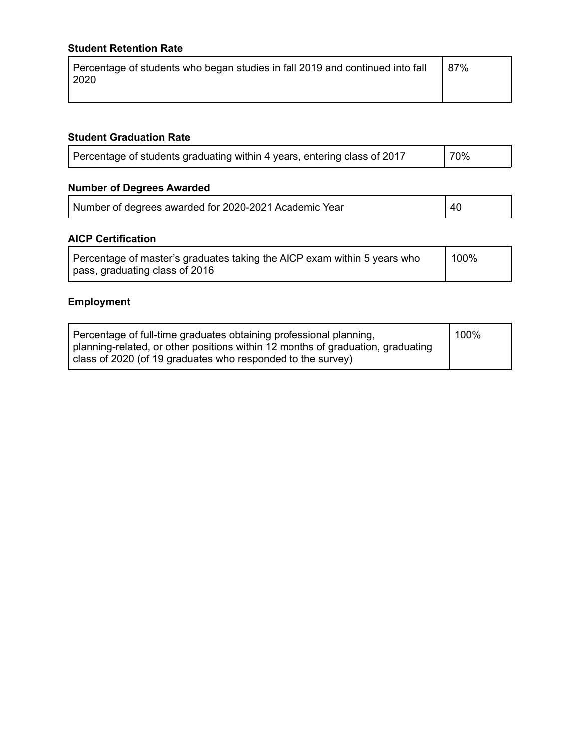**Student Retention Rate**

| | |
|---|---|
| Percentage of students who began studies in fall 2019 and continued into fall 2020 | 87% |

**Student Graduation Rate**

| | |
|---|---|
| Percentage of students graduating within 4 years, entering class of 2017 | 70% |

**Number of Degrees Awarded**

| | |
|---|---|
| Number of degrees awarded for 2020-2021 Academic Year | 40 |

**AICP Certification**

| | |
|---|---|
| Percentage of master's graduates taking the AICP exam within 5 years who pass, graduating class of 2016 | 100% |

**Employment**

| | |
|---|---|
| Percentage of full-time graduates obtaining professional planning, planning-related, or other positions within 12 months of graduation, graduating class of 2020 (of 19 graduates who responded to the survey) | 100% |